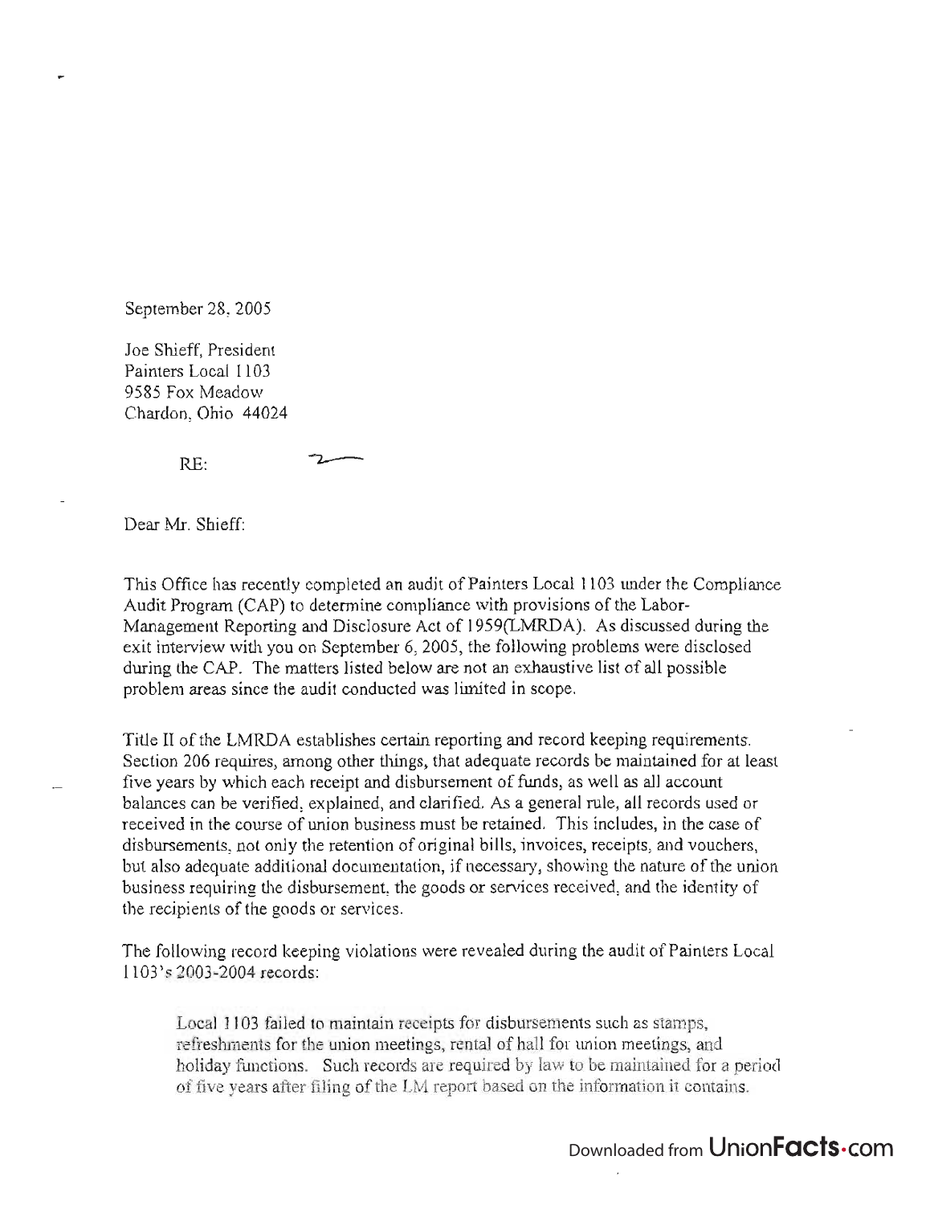September 28, 2005

Joe Shieff, President
Painters Local 1103
9585 Fox Meadow
Chardon, Ohio 44024

RE:

Dear Mr. Shieff:

This Office has recently completed an audit of Painters Local 1103 under the Compliance Audit Program (CAP) to determine compliance with provisions of the Labor-Management Reporting and Disclosure Act of 1959(LMRDA). As discussed during the exit interview with you on September 6, 2005, the following problems were disclosed during the CAP. The matters listed below are not an exhaustive list of all possible problem areas since the audit conducted was limited in scope.

Title II of the LMRDA establishes certain reporting and record keeping requirements. Section 206 requires, among other things, that adequate records be maintained for at least five years by which each receipt and disbursement of funds, as well as all account balances can be verified, explained, and clarified. As a general rule, all records used or received in the course of union business must be retained. This includes, in the case of disbursements, not only the retention of original bills, invoices, receipts, and vouchers, but also adequate additional documentation, if necessary, showing the nature of the union business requiring the disbursement, the goods or services received, and the identity of the recipients of the goods or services.

The following record keeping violations were revealed during the audit of Painters Local 1103's 2003-2004 records:

> Local 1103 failed to maintain receipts for disbursements such as stamps, refreshments for the union meetings, rental of hall for union meetings, and holiday functions. Such records are required by law to be maintained for a period of five years after filing of the LM report based on the information it contains.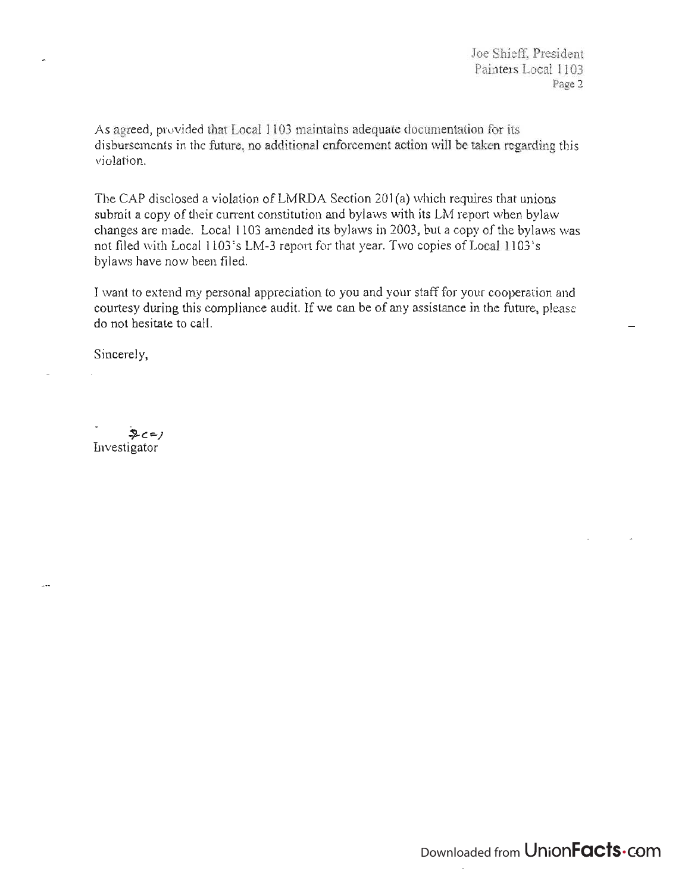Joe Shieff, President
Painters Local 1103

As agreed, provided that Local 1103 maintains adequate documentation for its disbursements in the future, no additional enforcement action will be taken regarding this violation.

The CAP disclosed a violation of LMRDA Section 201(a) which requires that unions submit a copy of their current constitution and bylaws with its LM report when bylaw changes are made. Local 1103 amended its bylaws in 2003, but a copy of the bylaws was not filed with Local 1103's LM-3 report for that year. Two copies of Local 1103's bylaws have now been filed.

I want to extend my personal appreciation to you and your staff for your cooperation and courtesy during this compliance audit. If we can be of any assistance in the future, please do not hesitate to call.

Sincerely,

Investigator